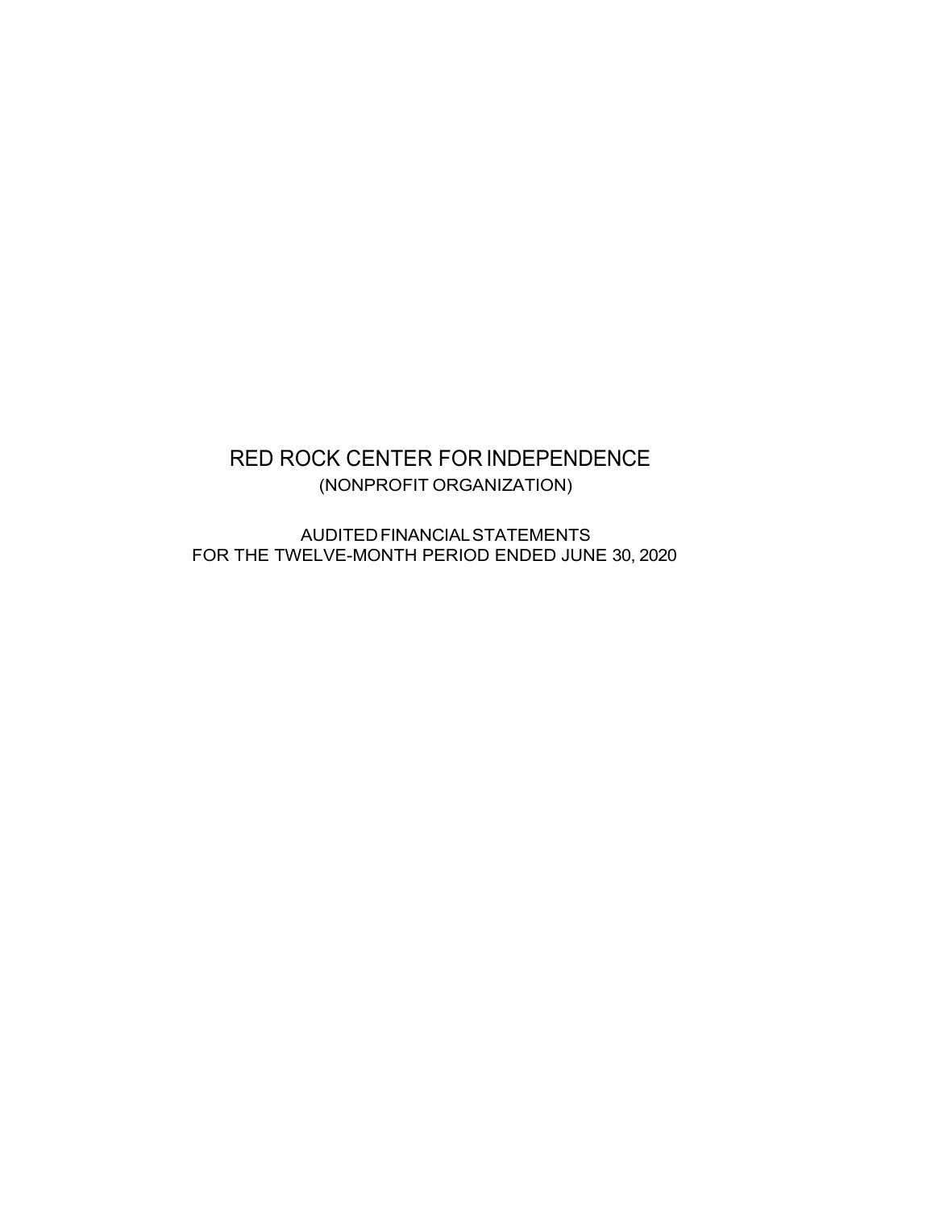# RED ROCK CENTER FOR INDEPENDENCE

(NONPROFIT ORGANIZATION)

AUDITED FINANCIAL STATEMENTS
FOR THE TWELVE-MONTH PERIOD ENDED JUNE 30, 2020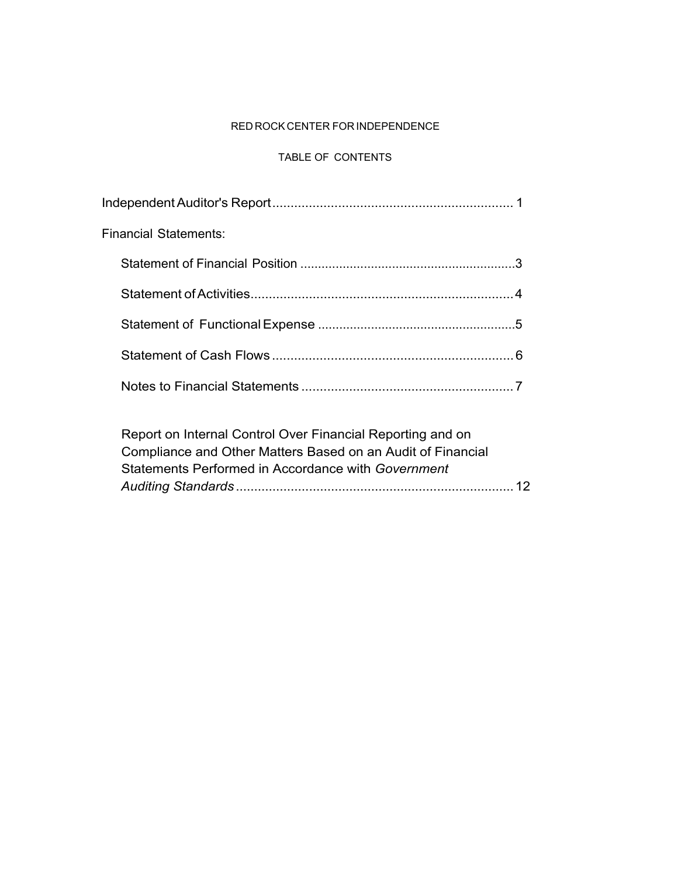# RED ROCK CENTER FOR INDEPENDENCE

## TABLE OF CONTENTS

Independent Auditor's Report .................................................................. 1

Financial Statements:

- Statement of Financial Position ............................................................3
- Statement of Activities........................................................................4
- Statement of Functional Expense .......................................................5
- Statement of Cash Flows ..................................................................6
- Notes to Financial Statements ..........................................................7

Report on Internal Control Over Financial Reporting and on Compliance and Other Matters Based on an Audit of Financial Statements Performed in Accordance with *Government Auditing Standards* ............................................................................ 12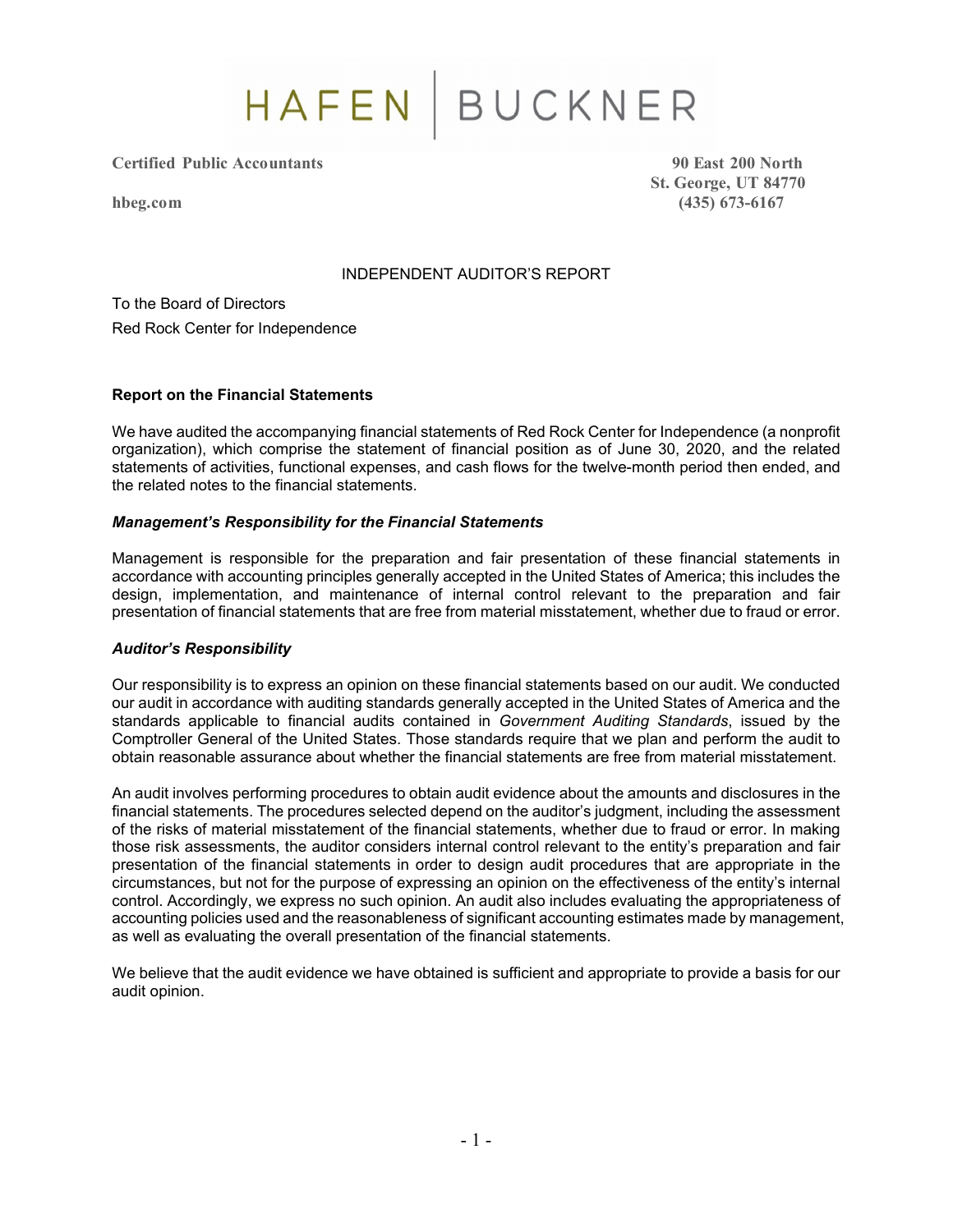# HAFEN | BUCKNER

**Certified Public Accountants**

**hbeg.com**

**90 East 200 North**
**St. George, UT 84770**
**(435) 673-6167**

INDEPENDENT AUDITOR'S REPORT

To the Board of Directors
Red Rock Center for Independence

## Report on the Financial Statements

We have audited the accompanying financial statements of Red Rock Center for Independence (a nonprofit organization), which comprise the statement of financial position as of June 30, 2020, and the related statements of activities, functional expenses, and cash flows for the twelve-month period then ended, and the related notes to the financial statements.

### *Management's Responsibility for the Financial Statements*

Management is responsible for the preparation and fair presentation of these financial statements in accordance with accounting principles generally accepted in the United States of America; this includes the design, implementation, and maintenance of internal control relevant to the preparation and fair presentation of financial statements that are free from material misstatement, whether due to fraud or error.

### *Auditor's Responsibility*

Our responsibility is to express an opinion on these financial statements based on our audit. We conducted our audit in accordance with auditing standards generally accepted in the United States of America and the standards applicable to financial audits contained in *Government Auditing Standards*, issued by the Comptroller General of the United States. Those standards require that we plan and perform the audit to obtain reasonable assurance about whether the financial statements are free from material misstatement.

An audit involves performing procedures to obtain audit evidence about the amounts and disclosures in the financial statements. The procedures selected depend on the auditor's judgment, including the assessment of the risks of material misstatement of the financial statements, whether due to fraud or error. In making those risk assessments, the auditor considers internal control relevant to the entity's preparation and fair presentation of the financial statements in order to design audit procedures that are appropriate in the circumstances, but not for the purpose of expressing an opinion on the effectiveness of the entity's internal control. Accordingly, we express no such opinion. An audit also includes evaluating the appropriateness of accounting policies used and the reasonableness of significant accounting estimates made by management, as well as evaluating the overall presentation of the financial statements.

We believe that the audit evidence we have obtained is sufficient and appropriate to provide a basis for our audit opinion.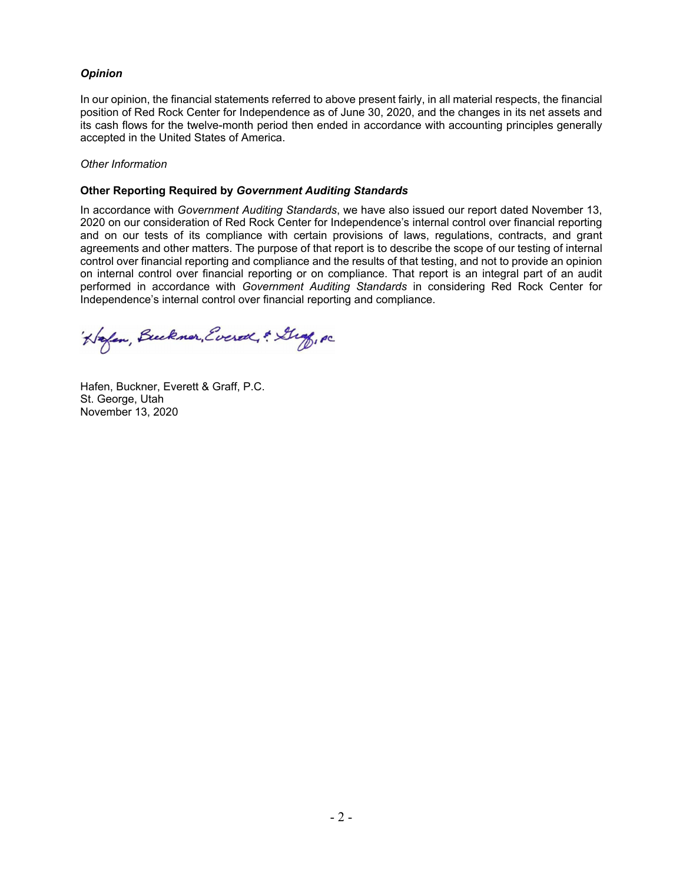### *Opinion*

In our opinion, the financial statements referred to above present fairly, in all material respects, the financial position of Red Rock Center for Independence as of June 30, 2020, and the changes in its net assets and its cash flows for the twelve-month period then ended in accordance with accounting principles generally accepted in the United States of America.

*Other Information*

### Other Reporting Required by *Government Auditing Standards*

In accordance with *Government Auditing Standards*, we have also issued our report dated November 13, 2020 on our consideration of Red Rock Center for Independence's internal control over financial reporting and on our tests of its compliance with certain provisions of laws, regulations, contracts, and grant agreements and other matters. The purpose of that report is to describe the scope of our testing of internal control over financial reporting and compliance and the results of that testing, and not to provide an opinion on internal control over financial reporting or on compliance. That report is an integral part of an audit performed in accordance with *Government Auditing Standards* in considering Red Rock Center for Independence's internal control over financial reporting and compliance.

Hafen, Buckner, Everett & Graff, PC

Hafen, Buckner, Everett & Graff, P.C.
St. George, Utah
November 13, 2020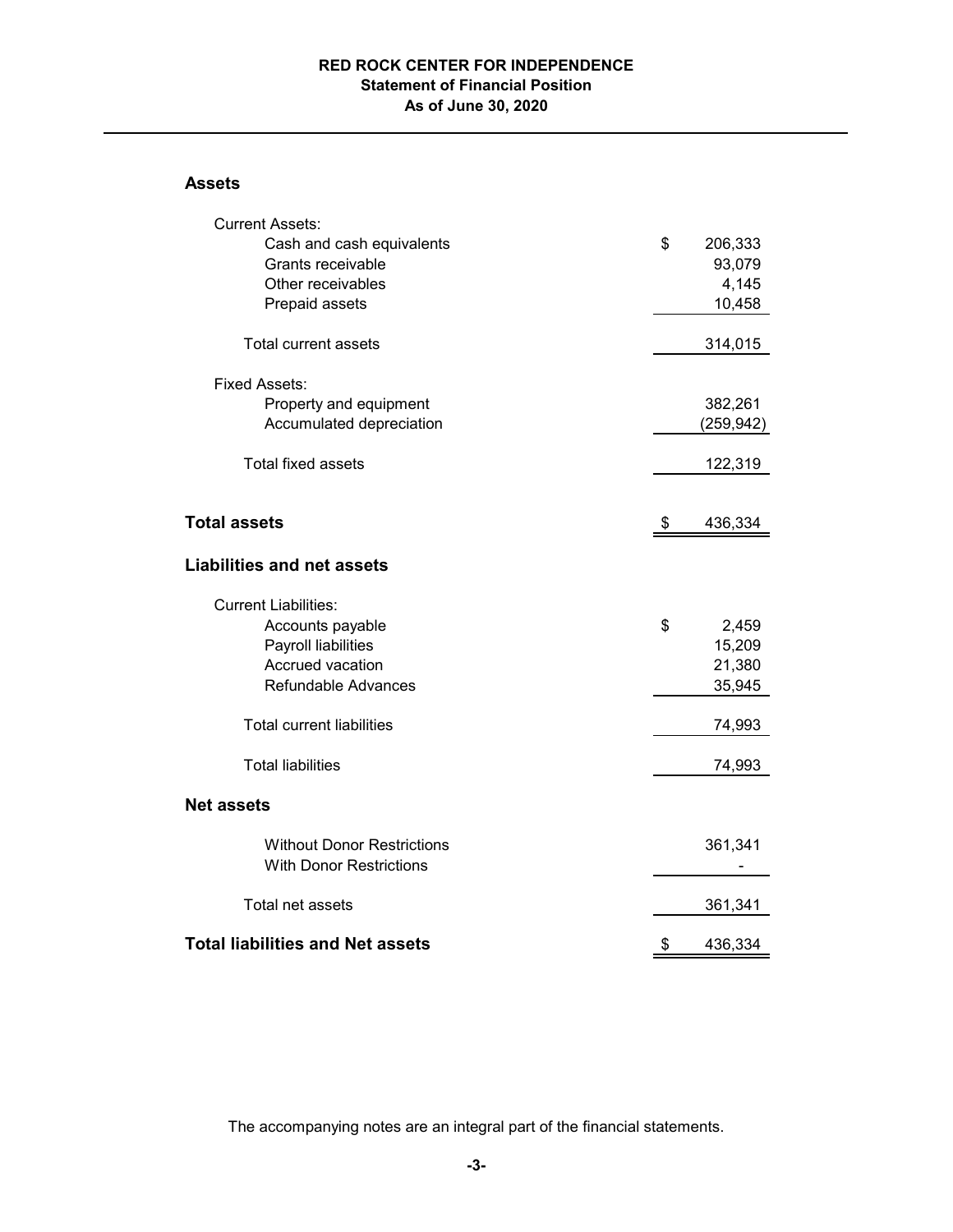# RED ROCK CENTER FOR INDEPENDENCE
## Statement of Financial Position
### As of June 30, 2020

| | |
|---|---|
| **Assets** | |
| Current Assets: | |
| Cash and cash equivalents | $ 206,333 |
| Grants receivable | 93,079 |
| Other receivables | 4,145 |
| Prepaid assets | 10,458 |
| Total current assets | 314,015 |
| Fixed Assets: | |
| Property and equipment | 382,261 |
| Accumulated depreciation | (259,942) |
| Total fixed assets | 122,319 |
| **Total assets** | $ 436,334 |
| **Liabilities and net assets** | |
| Current Liabilities: | |
| Accounts payable | $ 2,459 |
| Payroll liabilities | 15,209 |
| Accrued vacation | 21,380 |
| Refundable Advances | 35,945 |
| Total current liabilities | 74,993 |
| Total liabilities | 74,993 |
| **Net assets** | |
| Without Donor Restrictions | 361,341 |
| With Donor Restrictions | - |
| Total net assets | 361,341 |
| **Total liabilities and Net assets** | $ 436,334 |

The accompanying notes are an integral part of the financial statements.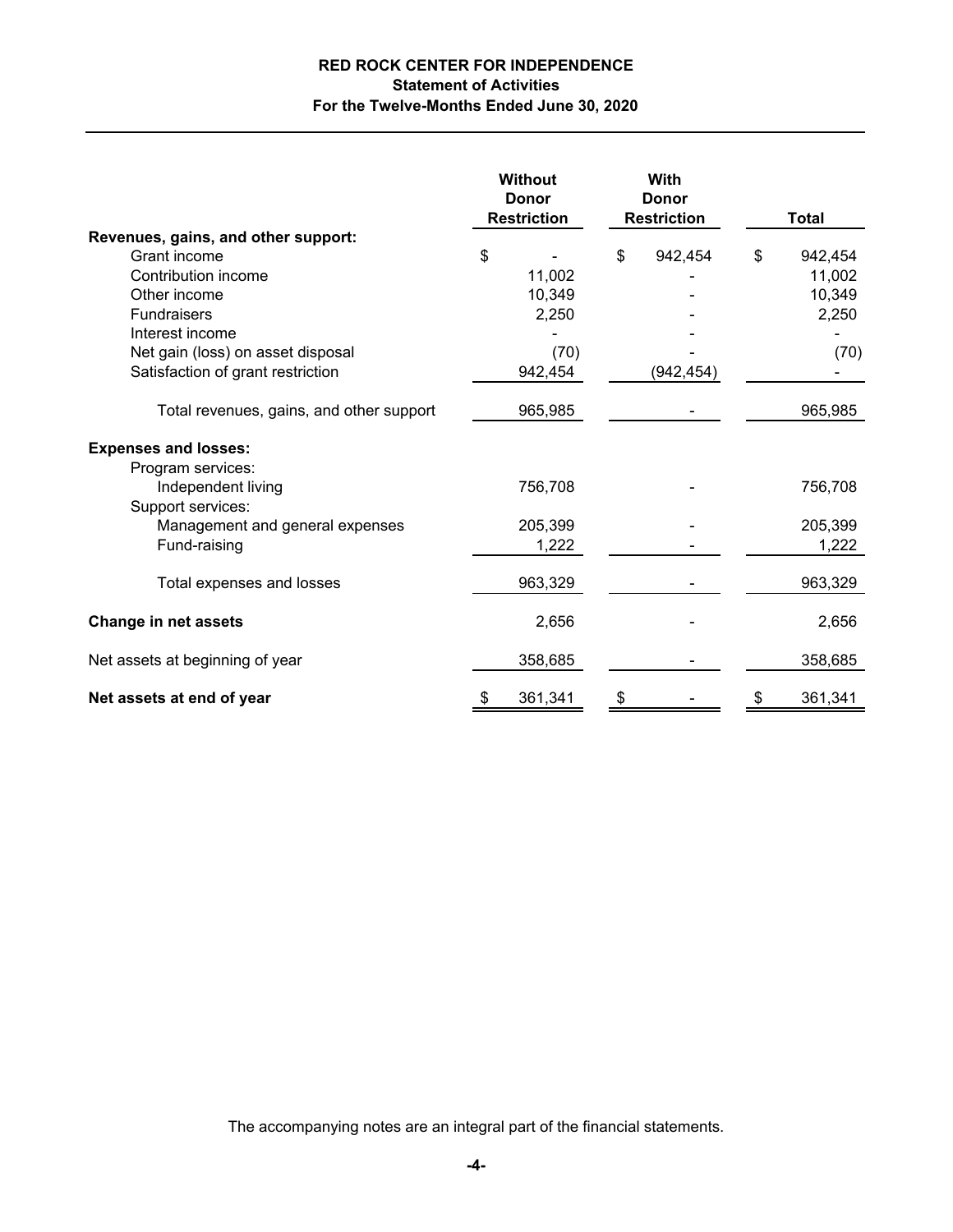**RED ROCK CENTER FOR INDEPENDENCE**
**Statement of Activities**
**For the Twelve-Months Ended June 30, 2020**

| | Without Donor Restriction | With Donor Restriction | Total |
|---|---|---|---|
| **Revenues, gains, and other support:** | | | |
| Grant income | $ - | $ 942,454 | $ 942,454 |
| Contribution income | 11,002 | - | 11,002 |
| Other income | 10,349 | - | 10,349 |
| Fundraisers | 2,250 | - | 2,250 |
| Interest income | - | - | - |
| Net gain (loss) on asset disposal | (70) | - | (70) |
| Satisfaction of grant restriction | 942,454 | (942,454) | - |
| Total revenues, gains, and other support | 965,985 | - | 965,985 |
| **Expenses and losses:** | | | |
| Program services: | | | |
| Independent living | 756,708 | - | 756,708 |
| Support services: | | | |
| Management and general expenses | 205,399 | - | 205,399 |
| Fund-raising | 1,222 | - | 1,222 |
| Total expenses and losses | 963,329 | - | 963,329 |
| **Change in net assets** | 2,656 | - | 2,656 |
| Net assets at beginning of year | 358,685 | - | 358,685 |
| **Net assets at end of year** | $ 361,341 | $ - | $ 361,341 |

The accompanying notes are an integral part of the financial statements.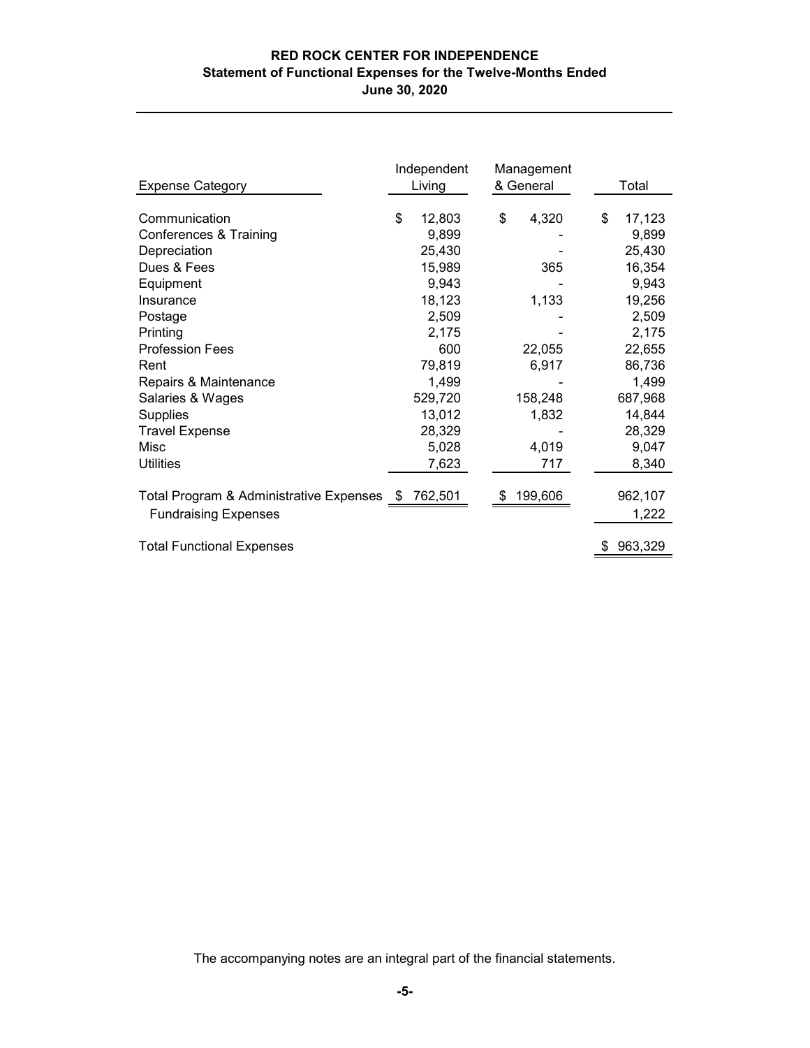**RED ROCK CENTER FOR INDEPENDENCE**
**Statement of Functional Expenses for the Twelve-Months Ended**
**June 30, 2020**

| Expense Category | Independent Living | Management & General | Total |
|---|---|---|---|
| Communication | $ 12,803 | $ 4,320 | $ 17,123 |
| Conferences & Training | 9,899 | - | 9,899 |
| Depreciation | 25,430 | - | 25,430 |
| Dues & Fees | 15,989 | 365 | 16,354 |
| Equipment | 9,943 | - | 9,943 |
| Insurance | 18,123 | 1,133 | 19,256 |
| Postage | 2,509 | - | 2,509 |
| Printing | 2,175 | - | 2,175 |
| Profession Fees | 600 | 22,055 | 22,655 |
| Rent | 79,819 | 6,917 | 86,736 |
| Repairs & Maintenance | 1,499 | - | 1,499 |
| Salaries & Wages | 529,720 | 158,248 | 687,968 |
| Supplies | 13,012 | 1,832 | 14,844 |
| Travel Expense | 28,329 | - | 28,329 |
| Misc | 5,028 | 4,019 | 9,047 |
| Utilities | 7,623 | 717 | 8,340 |
| Total Program & Administrative Expenses | $ 762,501 | $ 199,606 | 962,107 |
| Fundraising Expenses | | | 1,222 |
| Total Functional Expenses | | | $ 963,329 |

The accompanying notes are an integral part of the financial statements.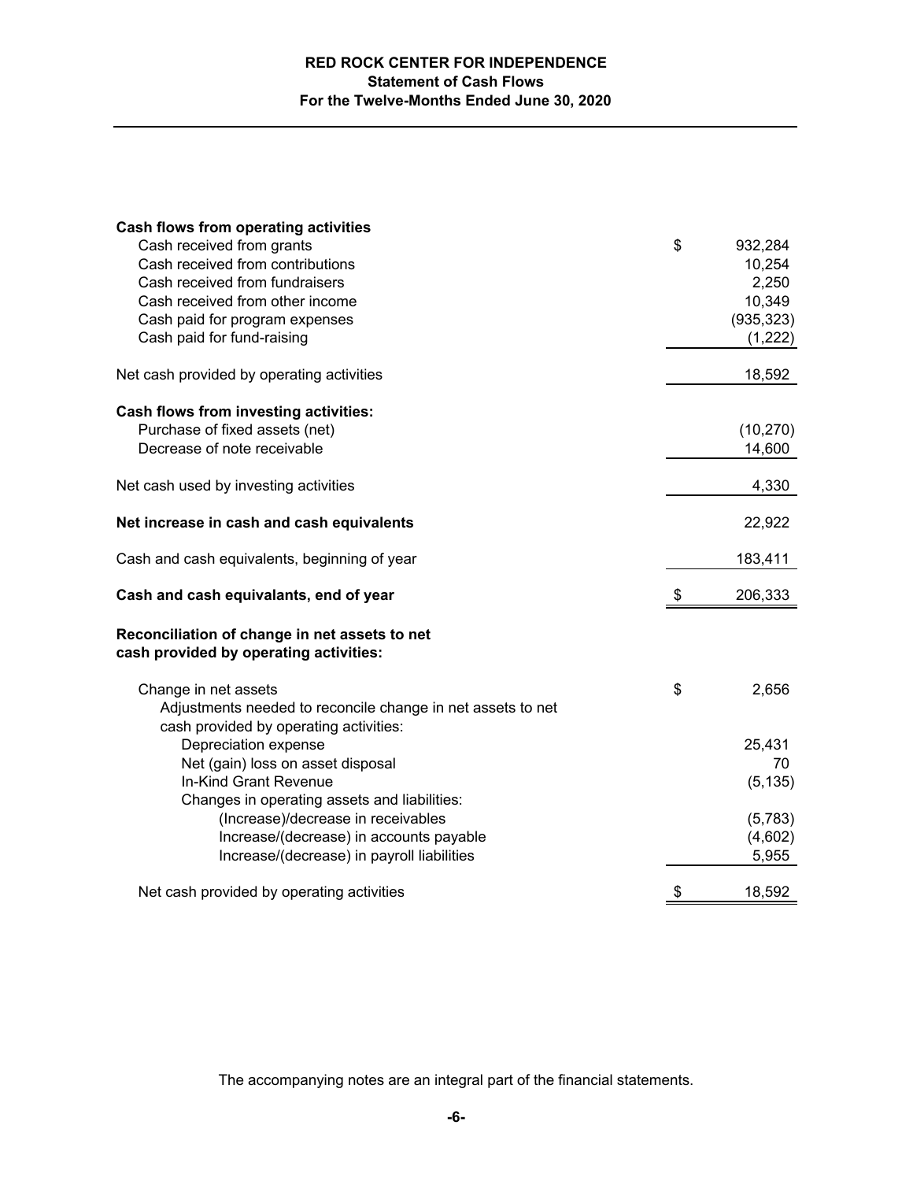# RED ROCK CENTER FOR INDEPENDENCE
## Statement of Cash Flows
### For the Twelve-Months Ended June 30, 2020

| | |
|---|---|
| **Cash flows from operating activities** | |
| Cash received from grants | $ 932,284 |
| Cash received from contributions | 10,254 |
| Cash received from fundraisers | 2,250 |
| Cash received from other income | 10,349 |
| Cash paid for program expenses | (935,323) |
| Cash paid for fund-raising | (1,222) |
| Net cash provided by operating activities | 18,592 |
| **Cash flows from investing activities:** | |
| Purchase of fixed assets (net) | (10,270) |
| Decrease of note receivable | 14,600 |
| Net cash used by investing activities | 4,330 |
| **Net increase in cash and cash equivalents** | 22,922 |
| Cash and cash equivalents, beginning of year | 183,411 |
| **Cash and cash equivalants, end of year** | $ 206,333 |
| **Reconciliation of change in net assets to net cash provided by operating activities:** | |
| Change in net assets | $ 2,656 |
| Adjustments needed to reconcile change in net assets to net cash provided by operating activities: | |
| Depreciation expense | 25,431 |
| Net (gain) loss on asset disposal | 70 |
| In-Kind Grant Revenue | (5,135) |
| Changes in operating assets and liabilities: | |
| (Increase)/decrease in receivables | (5,783) |
| Increase/(decrease) in accounts payable | (4,602) |
| Increase/(decrease) in payroll liabilities | 5,955 |
| Net cash provided by operating activities | $ 18,592 |

The accompanying notes are an integral part of the financial statements.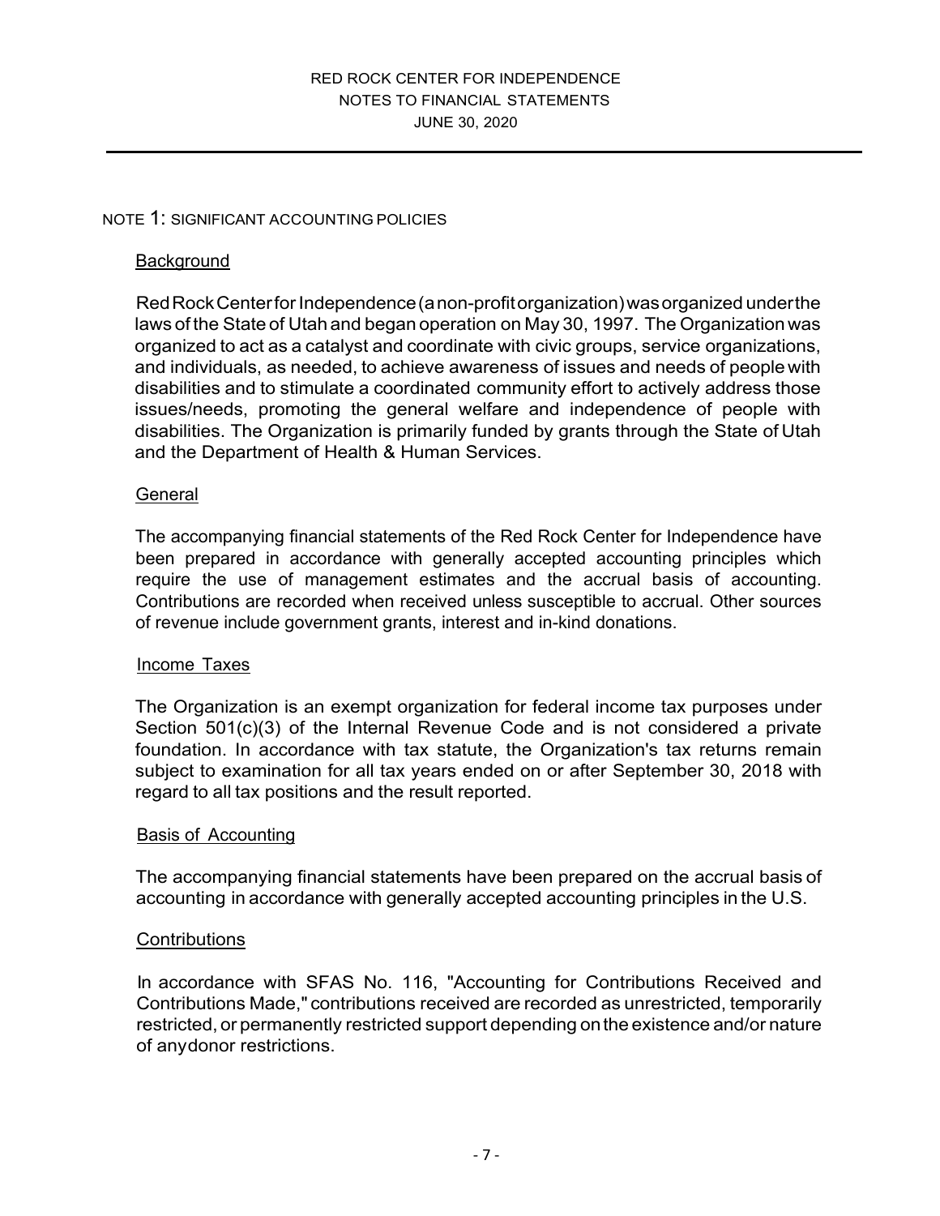RED ROCK CENTER FOR INDEPENDENCE
NOTES TO FINANCIAL STATEMENTS
JUNE 30, 2020

## NOTE 1: SIGNIFICANT ACCOUNTING POLICIES

### Background

Red Rock Center for Independence (a non-profit organization) was organized under the laws of the State of Utah and began operation on May 30, 1997. The Organization was organized to act as a catalyst and coordinate with civic groups, service organizations, and individuals, as needed, to achieve awareness of issues and needs of people with disabilities and to stimulate a coordinated community effort to actively address those issues/needs, promoting the general welfare and independence of people with disabilities. The Organization is primarily funded by grants through the State of Utah and the Department of Health & Human Services.

### General

The accompanying financial statements of the Red Rock Center for Independence have been prepared in accordance with generally accepted accounting principles which require the use of management estimates and the accrual basis of accounting. Contributions are recorded when received unless susceptible to accrual. Other sources of revenue include government grants, interest and in-kind donations.

### Income Taxes

The Organization is an exempt organization for federal income tax purposes under Section 501(c)(3) of the Internal Revenue Code and is not considered a private foundation. In accordance with tax statute, the Organization's tax returns remain subject to examination for all tax years ended on or after September 30, 2018 with regard to all tax positions and the result reported.

### Basis of Accounting

The accompanying financial statements have been prepared on the accrual basis of accounting in accordance with generally accepted accounting principles in the U.S.

### Contributions

In accordance with SFAS No. 116, "Accounting for Contributions Received and Contributions Made," contributions received are recorded as unrestricted, temporarily restricted, or permanently restricted support depending on the existence and/or nature of anydonor restrictions.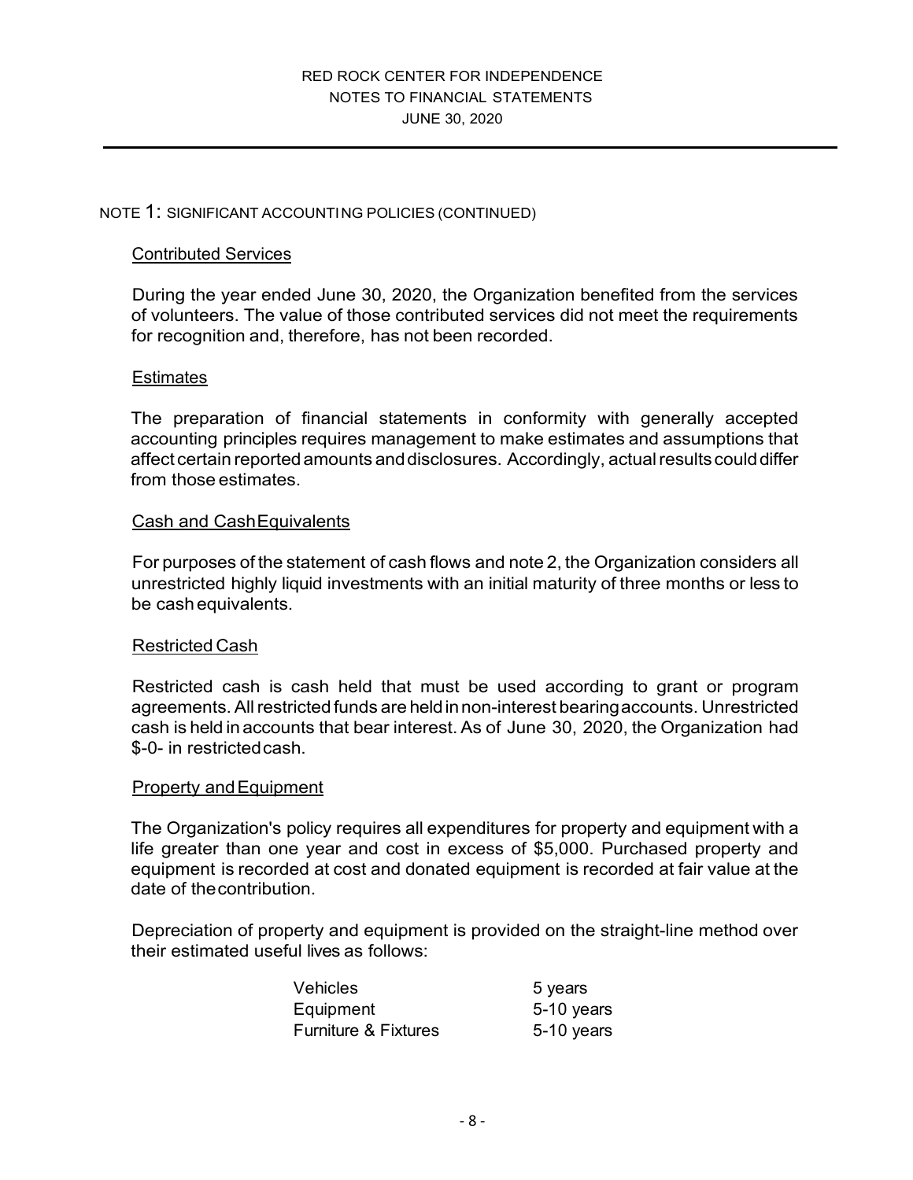## NOTE 1: SIGNIFICANT ACCOUNTING POLICIES (CONTINUED)

### Contributed Services

During the year ended June 30, 2020, the Organization benefited from the services of volunteers. The value of those contributed services did not meet the requirements for recognition and, therefore, has not been recorded.

### Estimates

The preparation of financial statements in conformity with generally accepted accounting principles requires management to make estimates and assumptions that affect certain reported amounts and disclosures. Accordingly, actual results could differ from those estimates.

### Cash and Cash Equivalents

For purposes of the statement of cash flows and note 2, the Organization considers all unrestricted highly liquid investments with an initial maturity of three months or less to be cash equivalents.

### Restricted Cash

Restricted cash is cash held that must be used according to grant or program agreements. All restricted funds are held in non-interest bearing accounts. Unrestricted cash is held in accounts that bear interest. As of June 30, 2020, the Organization had $-0- in restricted cash.

### Property and Equipment

The Organization's policy requires all expenditures for property and equipment with a life greater than one year and cost in excess of $5,000. Purchased property and equipment is recorded at cost and donated equipment is recorded at fair value at the date of the contribution.

Depreciation of property and equipment is provided on the straight-line method over their estimated useful lives as follows:

| | |
|---|---|
| Vehicles | 5 years |
| Equipment | 5-10 years |
| Furniture & Fixtures | 5-10 years |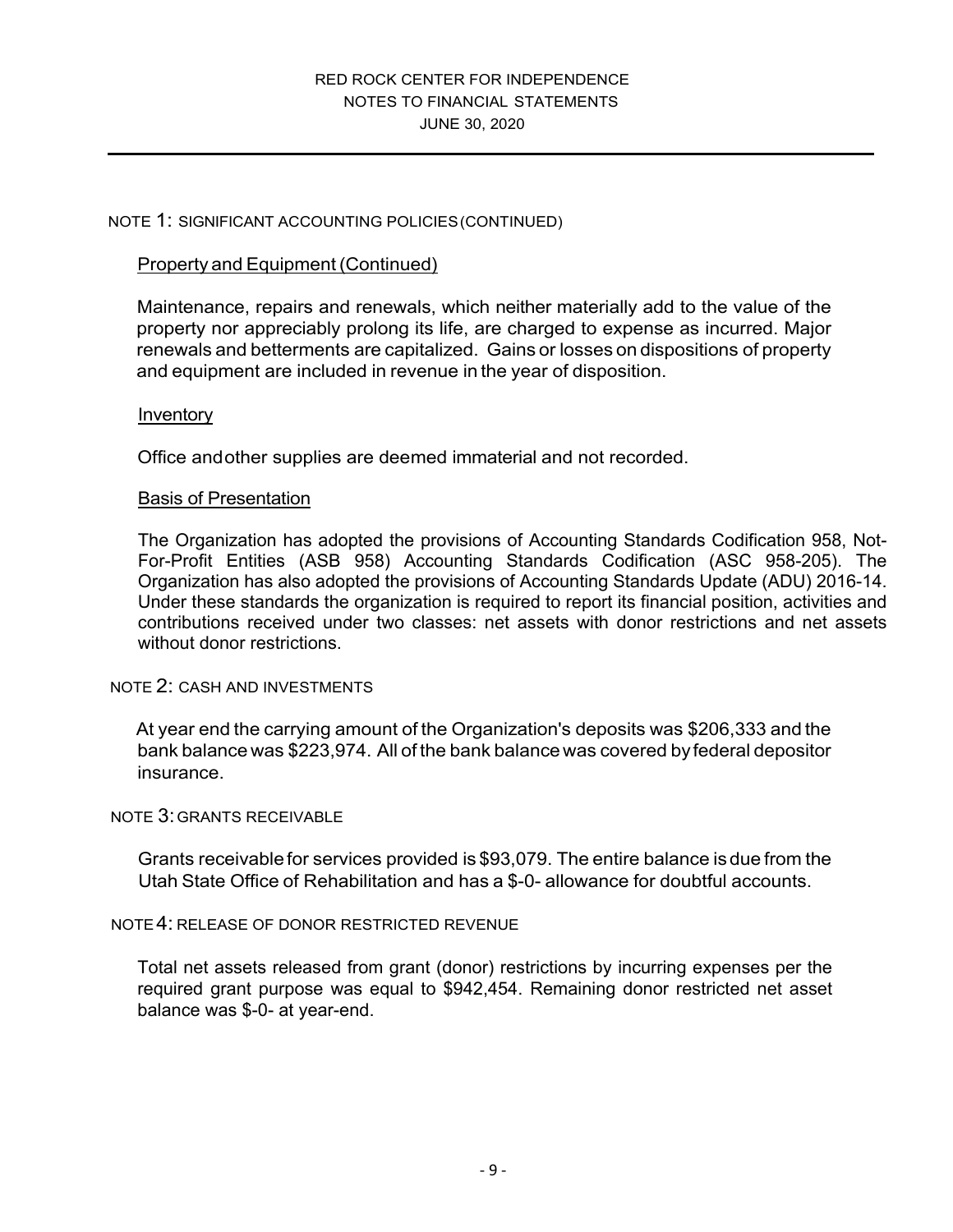## NOTE 1: SIGNIFICANT ACCOUNTING POLICIES (CONTINUED)

### Property and Equipment (Continued)

Maintenance, repairs and renewals, which neither materially add to the value of the property nor appreciably prolong its life, are charged to expense as incurred. Major renewals and betterments are capitalized. Gains or losses on dispositions of property and equipment are included in revenue in the year of disposition.

### Inventory

Office andother supplies are deemed immaterial and not recorded.

### Basis of Presentation

The Organization has adopted the provisions of Accounting Standards Codification 958, Not-For-Profit Entities (ASB 958) Accounting Standards Codification (ASC 958-205). The Organization has also adopted the provisions of Accounting Standards Update (ADU) 2016-14. Under these standards the organization is required to report its financial position, activities and contributions received under two classes: net assets with donor restrictions and net assets without donor restrictions.

## NOTE 2: CASH AND INVESTMENTS

At year end the carrying amount of the Organization's deposits was $206,333 and the bank balance was $223,974. All of the bank balance was covered by federal depositor insurance.

## NOTE 3: GRANTS RECEIVABLE

Grants receivable for services provided is $93,079. The entire balance is due from the Utah State Office of Rehabilitation and has a $-0- allowance for doubtful accounts.

## NOTE 4: RELEASE OF DONOR RESTRICTED REVENUE

Total net assets released from grant (donor) restrictions by incurring expenses per the required grant purpose was equal to $942,454. Remaining donor restricted net asset balance was $-0- at year-end.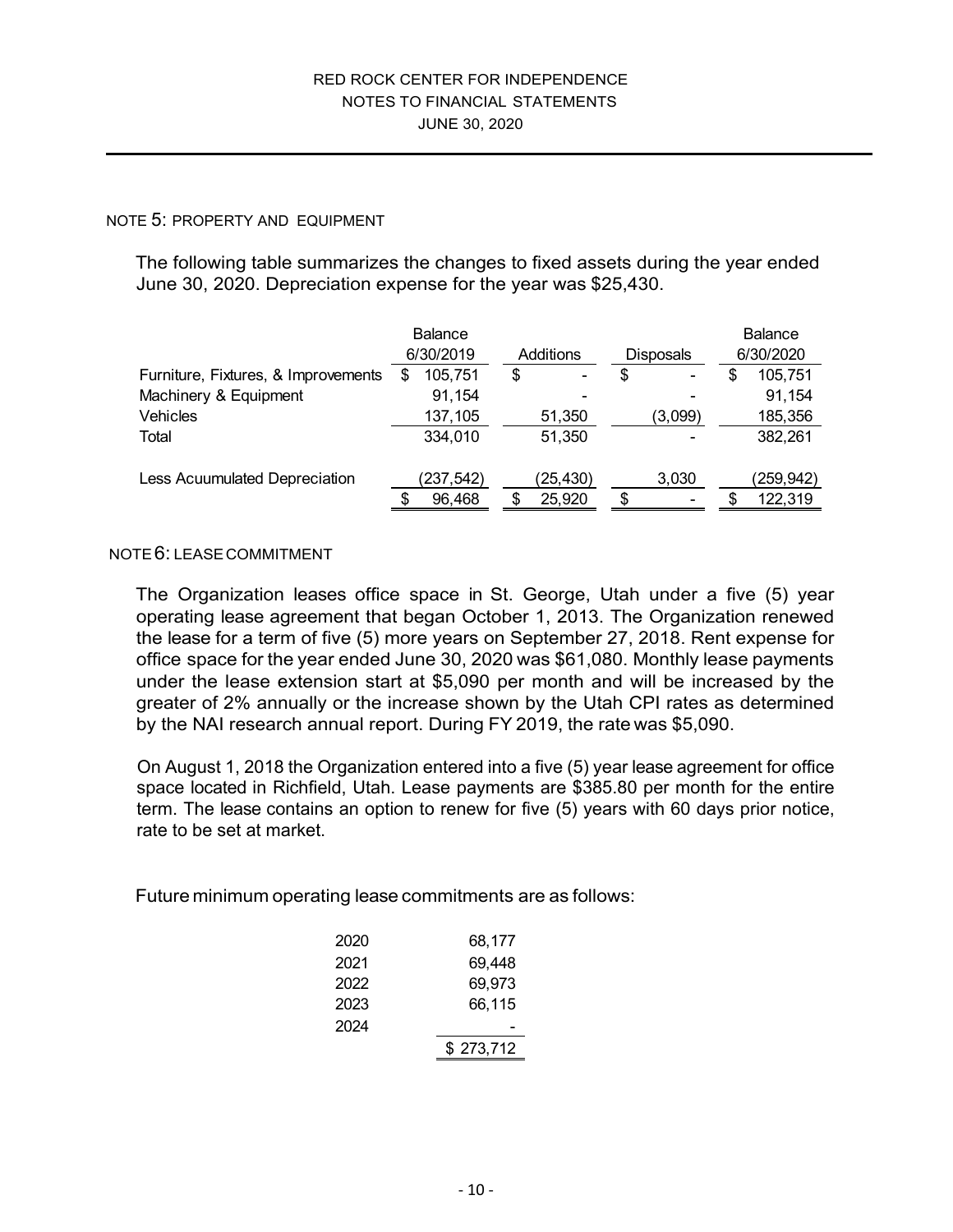RED ROCK CENTER FOR INDEPENDENCE
NOTES TO FINANCIAL STATEMENTS
JUNE 30, 2020

## NOTE 5: PROPERTY AND EQUIPMENT

The following table summarizes the changes to fixed assets during the year ended June 30, 2020. Depreciation expense for the year was $25,430.

| | Balance 6/30/2019 | Additions | Disposals | Balance 6/30/2020 |
|---|---|---|---|---|
| Furniture, Fixtures, & Improvements | $ 105,751 | $ - | $ - | $ 105,751 |
| Machinery & Equipment | 91,154 | - | - | 91,154 |
| Vehicles | 137,105 | 51,350 | (3,099) | 185,356 |
| Total | 334,010 | 51,350 | - | 382,261 |
| Less Acuumulated Depreciation | (237,542) | (25,430) | 3,030 | (259,942) |
| | $ 96,468 | $ 25,920 | $ - | $ 122,319 |

## NOTE 6: LEASE COMMITMENT

The Organization leases office space in St. George, Utah under a five (5) year operating lease agreement that began October 1, 2013. The Organization renewed the lease for a term of five (5) more years on September 27, 2018. Rent expense for office space for the year ended June 30, 2020 was $61,080. Monthly lease payments under the lease extension start at $5,090 per month and will be increased by the greater of 2% annually or the increase shown by the Utah CPI rates as determined by the NAI research annual report. During FY 2019, the rate was $5,090.

On August 1, 2018 the Organization entered into a five (5) year lease agreement for office space located in Richfield, Utah. Lease payments are $385.80 per month for the entire term. The lease contains an option to renew for five (5) years with 60 days prior notice, rate to be set at market.

Future minimum operating lease commitments are as follows:

| | |
|---|---|
| 2020 | 68,177 |
| 2021 | 69,448 |
| 2022 | 69,973 |
| 2023 | 66,115 |
| 2024 | - |
| | $ 273,712 |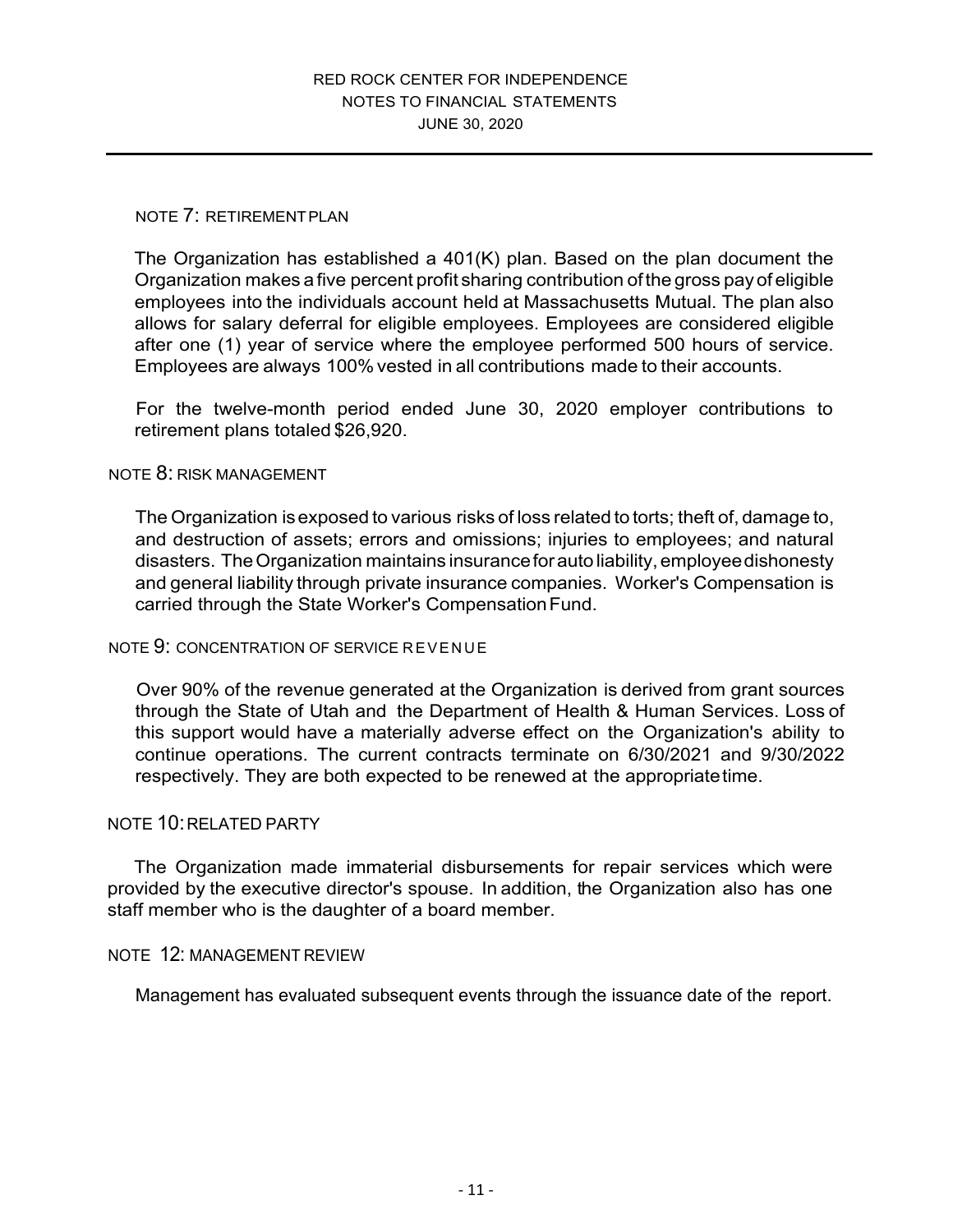RED ROCK CENTER FOR INDEPENDENCE
NOTES TO FINANCIAL STATEMENTS
JUNE 30, 2020

## NOTE 7: RETIREMENT PLAN

The Organization has established a 401(K) plan. Based on the plan document the Organization makes a five percent profit sharing contribution of the gross pay of eligible employees into the individuals account held at Massachusetts Mutual. The plan also allows for salary deferral for eligible employees. Employees are considered eligible after one (1) year of service where the employee performed 500 hours of service. Employees are always 100% vested in all contributions made to their accounts.

For the twelve-month period ended June 30, 2020 employer contributions to retirement plans totaled $26,920.

## NOTE 8: RISK MANAGEMENT

The Organization is exposed to various risks of loss related to torts; theft of, damage to, and destruction of assets; errors and omissions; injuries to employees; and natural disasters. The Organization maintains insurance for auto liability, employee dishonesty and general liability through private insurance companies. Worker's Compensation is carried through the State Worker's Compensation Fund.

## NOTE 9: CONCENTRATION OF SERVICE REVENUE

Over 90% of the revenue generated at the Organization is derived from grant sources through the State of Utah and the Department of Health & Human Services. Loss of this support would have a materially adverse effect on the Organization's ability to continue operations. The current contracts terminate on 6/30/2021 and 9/30/2022 respectively. They are both expected to be renewed at the appropriate time.

## NOTE 10: RELATED PARTY

The Organization made immaterial disbursements for repair services which were provided by the executive director's spouse. In addition, the Organization also has one staff member who is the daughter of a board member.

## NOTE 12: MANAGEMENT REVIEW

Management has evaluated subsequent events through the issuance date of the report.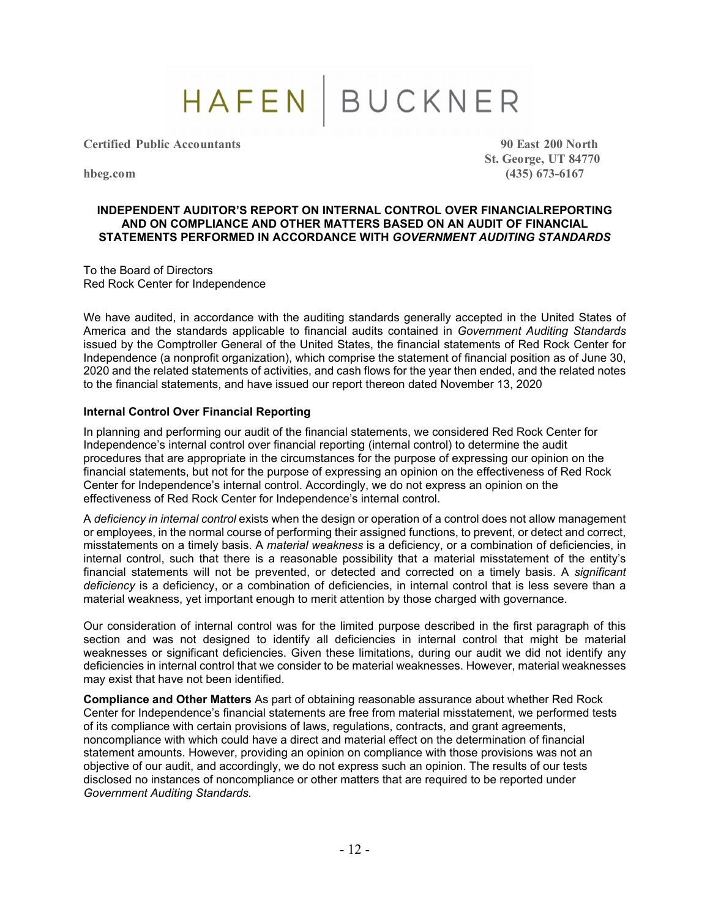HAFEN | BUCKNER

**Certified Public Accountants**

**hbeg.com**

**90 East 200 North**
**St. George, UT 84770**
**(435) 673-6167**

### INDEPENDENT AUDITOR'S REPORT ON INTERNAL CONTROL OVER FINANCIALREPORTING AND ON COMPLIANCE AND OTHER MATTERS BASED ON AN AUDIT OF FINANCIAL STATEMENTS PERFORMED IN ACCORDANCE WITH *GOVERNMENT AUDITING STANDARDS*

To the Board of Directors
Red Rock Center for Independence

We have audited, in accordance with the auditing standards generally accepted in the United States of America and the standards applicable to financial audits contained in *Government Auditing Standards* issued by the Comptroller General of the United States, the financial statements of Red Rock Center for Independence (a nonprofit organization), which comprise the statement of financial position as of June 30, 2020 and the related statements of activities, and cash flows for the year then ended, and the related notes to the financial statements, and have issued our report thereon dated November 13, 2020

**Internal Control Over Financial Reporting**

In planning and performing our audit of the financial statements, we considered Red Rock Center for Independence's internal control over financial reporting (internal control) to determine the audit procedures that are appropriate in the circumstances for the purpose of expressing our opinion on the financial statements, but not for the purpose of expressing an opinion on the effectiveness of Red Rock Center for Independence's internal control. Accordingly, we do not express an opinion on the effectiveness of Red Rock Center for Independence's internal control.

A *deficiency in internal control* exists when the design or operation of a control does not allow management or employees, in the normal course of performing their assigned functions, to prevent, or detect and correct, misstatements on a timely basis. A *material weakness* is a deficiency, or a combination of deficiencies, in internal control, such that there is a reasonable possibility that a material misstatement of the entity's financial statements will not be prevented, or detected and corrected on a timely basis. A *significant deficiency* is a deficiency, or a combination of deficiencies, in internal control that is less severe than a material weakness, yet important enough to merit attention by those charged with governance.

Our consideration of internal control was for the limited purpose described in the first paragraph of this section and was not designed to identify all deficiencies in internal control that might be material weaknesses or significant deficiencies. Given these limitations, during our audit we did not identify any deficiencies in internal control that we consider to be material weaknesses. However, material weaknesses may exist that have not been identified.

**Compliance and Other Matters** As part of obtaining reasonable assurance about whether Red Rock Center for Independence's financial statements are free from material misstatement, we performed tests of its compliance with certain provisions of laws, regulations, contracts, and grant agreements, noncompliance with which could have a direct and material effect on the determination of financial statement amounts. However, providing an opinion on compliance with those provisions was not an objective of our audit, and accordingly, we do not express such an opinion. The results of our tests disclosed no instances of noncompliance or other matters that are required to be reported under *Government Auditing Standards.*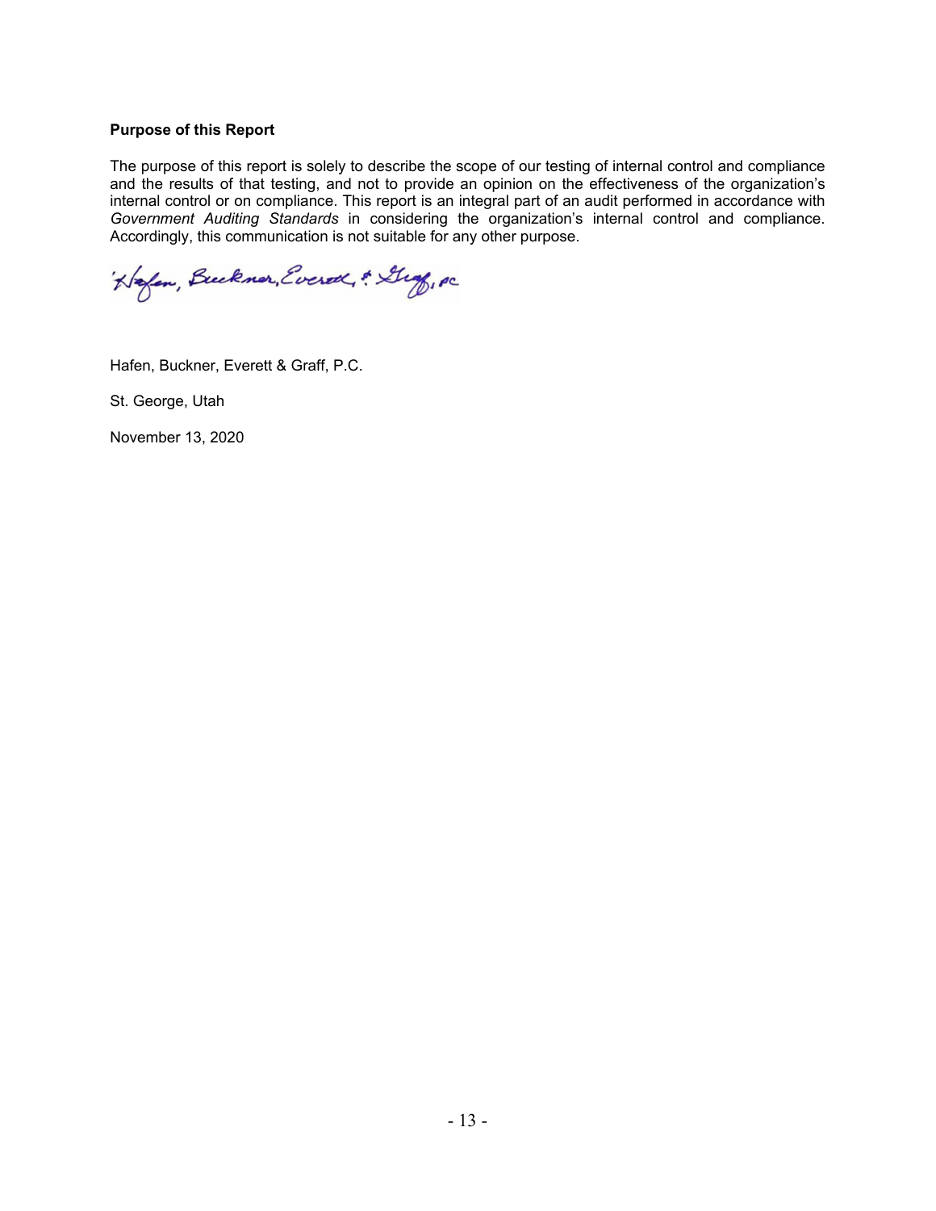**Purpose of this Report**

The purpose of this report is solely to describe the scope of our testing of internal control and compliance and the results of that testing, and not to provide an opinion on the effectiveness of the organization's internal control or on compliance. This report is an integral part of an audit performed in accordance with *Government Auditing Standards* in considering the organization's internal control and compliance. Accordingly, this communication is not suitable for any other purpose.

Hafen, Buckner, Everett & Graff, P.C.

St. George, Utah

November 13, 2020